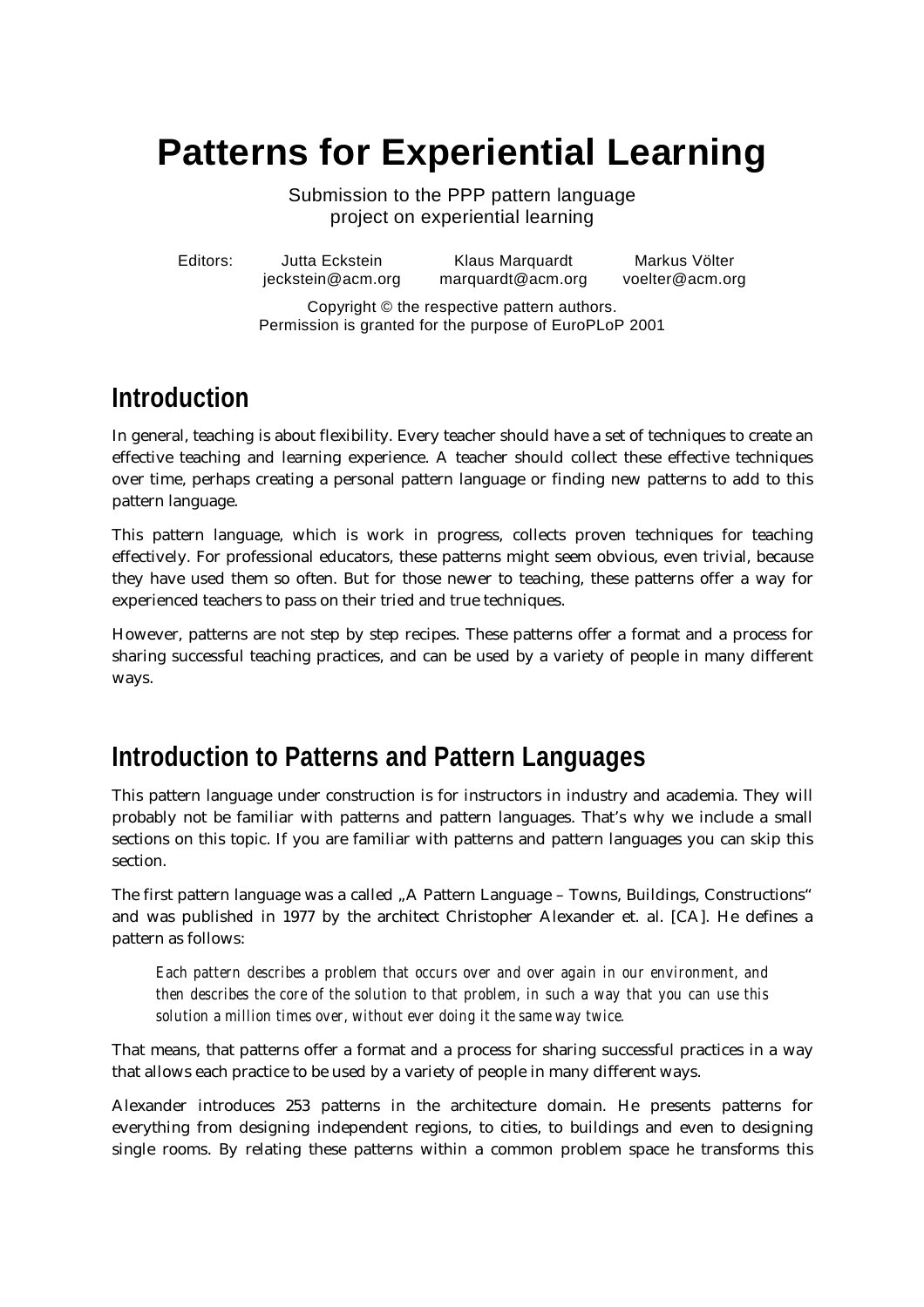# Patterns for Experiential Learning

Submission to the PPP pattern language
project on experiential learning

| Editors: | Jutta Eckstein | Klaus Marquardt | Markus Völter |
|---|---|---|---|
| | jeckstein@acm.org | marquardt@acm.org | voelter@acm.org |

Copyright © the respective pattern authors.
Permission is granted for the purpose of EuroPLoP 2001

## Introduction

In general, teaching is about flexibility. Every teacher should have a set of techniques to create an effective teaching and learning experience. A teacher should collect these effective techniques over time, perhaps creating a personal pattern language or finding new patterns to add to this pattern language.

This pattern language, which is work in progress, collects proven techniques for teaching effectively. For professional educators, these patterns might seem obvious, even trivial, because they have used them so often. But for those newer to teaching, these patterns offer a way for experienced teachers to pass on their tried and true techniques.

However, patterns are not step by step recipes. These patterns offer a format and a process for sharing successful teaching practices, and can be used by a variety of people in many different ways.

## Introduction to Patterns and Pattern Languages

This pattern language under construction is for instructors in industry and academia. They will probably not be familiar with patterns and pattern languages. That's why we include a small sections on this topic. If you are familiar with patterns and pattern languages you can skip this section.

The first pattern language was a called „A Pattern Language – Towns, Buildings, Constructions" and was published in 1977 by the architect Christopher Alexander et. al. [CA]. He defines a pattern as follows:

> *Each pattern describes a problem that occurs over and over again in our environment, and then describes the core of the solution to that problem, in such a way that you can use this solution a million times over, without ever doing it the same way twice.*

That means, that patterns offer a format and a process for sharing successful practices in a way that allows each practice to be used by a variety of people in many different ways.

Alexander introduces 253 patterns in the architecture domain. He presents patterns for everything from designing independent regions, to cities, to buildings and even to designing single rooms. By relating these patterns within a common problem space he transforms this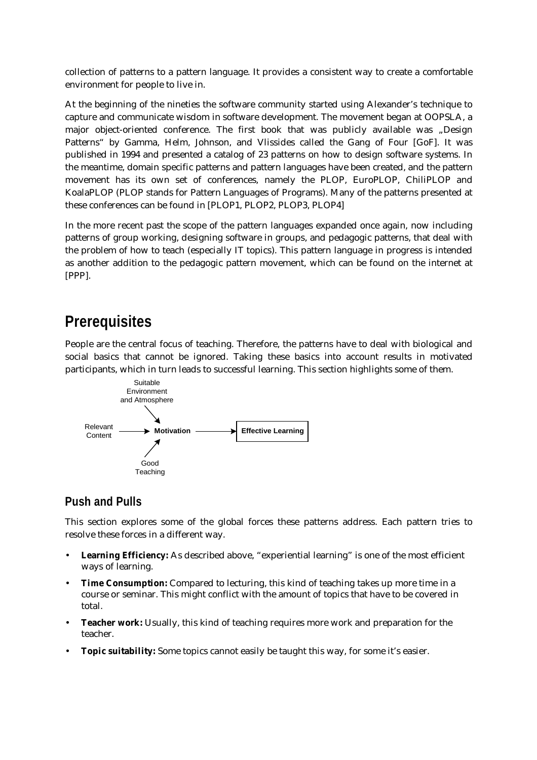collection of patterns to a pattern language. It provides a consistent way to create a comfortable environment for people to live in.

At the beginning of the nineties the software community started using Alexander's technique to capture and communicate wisdom in software development. The movement began at OOPSLA, a major object-oriented conference. The first book that was publicly available was „Design Patterns" by Gamma, Helm, Johnson, and Vlissides called the Gang of Four [GoF]. It was published in 1994 and presented a catalog of 23 patterns on how to design software systems. In the meantime, domain specific patterns and pattern languages have been created, and the pattern movement has its own set of conferences, namely the PLOP, EuroPLOP, ChiliPLOP and KoalaPLOP (PLOP stands for Pattern Languages of Programs). Many of the patterns presented at these conferences can be found in [PLOP1, PLOP2, PLOP3, PLOP4]

In the more recent past the scope of the pattern languages expanded once again, now including patterns of group working, designing software in groups, and pedagogic patterns, that deal with the problem of how to teach (especially IT topics). This pattern language in progress is intended as another addition to the pedagogic pattern movement, which can be found on the internet at [PPP].

# Prerequisites

People are the central focus of teaching. Therefore, the patterns have to deal with biological and social basics that cannot be ignored. Taking these basics into account results in motivated participants, which in turn leads to successful learning. This section highlights some of them.

Suitable Environment and Atmosphere → Motivation
Relevant Content → Motivation
Good Teaching → Motivation
Motivation → **Effective Learning**

## Push and Pulls

This section explores some of the global forces these patterns address. Each pattern tries to resolve these forces in a different way.

- **Learning Efficiency:** As described above, "experiential learning" is one of the most efficient ways of learning.
- **Time Consumption:** Compared to lecturing, this kind of teaching takes up more time in a course or seminar. This might conflict with the amount of topics that have to be covered in total.
- **Teacher work:** Usually, this kind of teaching requires more work and preparation for the teacher.
- **Topic suitability:** Some topics cannot easily be taught this way, for some it's easier.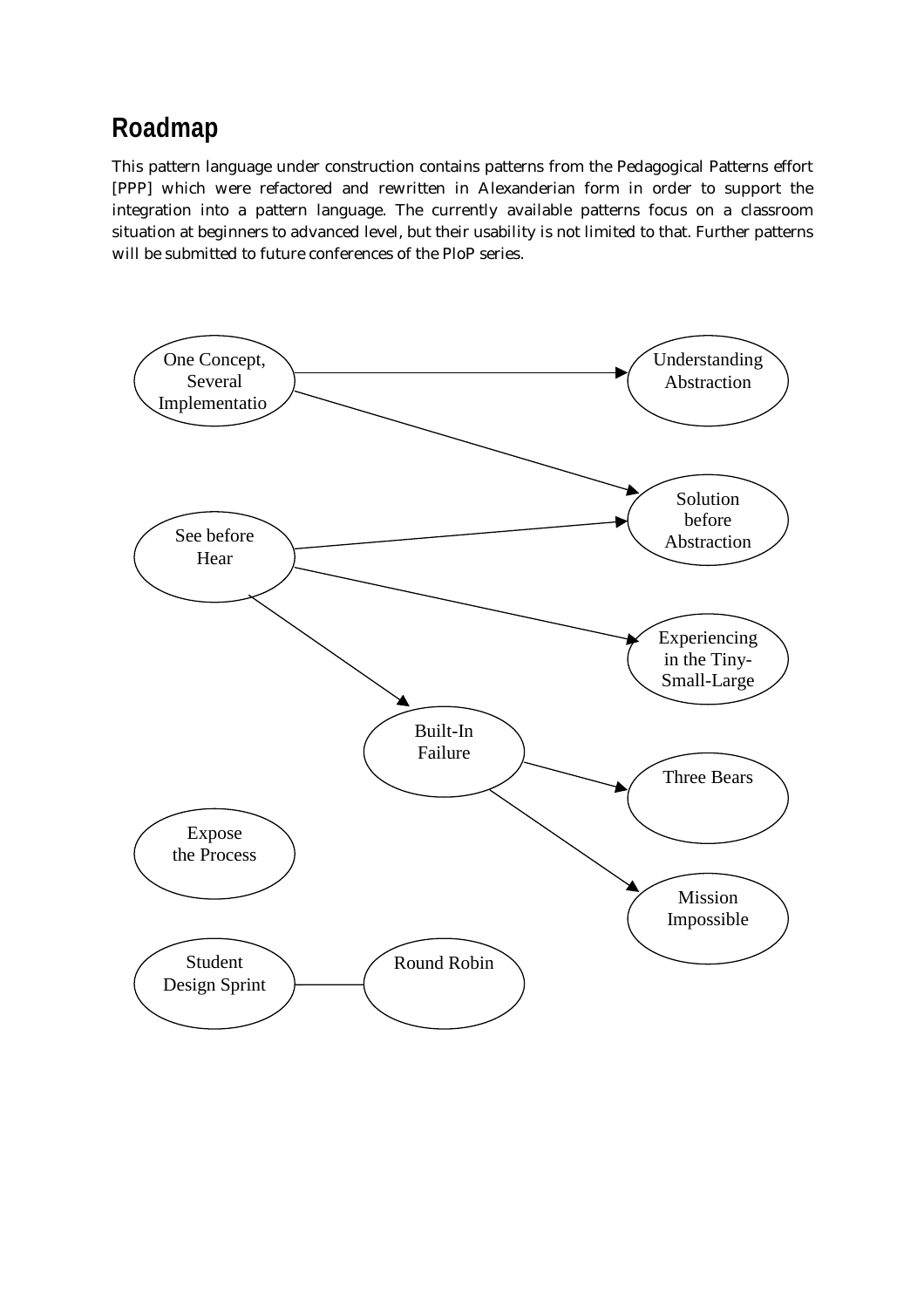## Roadmap

This pattern language under construction contains patterns from the Pedagogical Patterns effort [PPP] which were refactored and rewritten in Alexanderian form in order to support the integration into a pattern language. The currently available patterns focus on a classroom situation at beginners to advanced level, but their usability is not limited to that. Further patterns will be submitted to future conferences of the PloP series.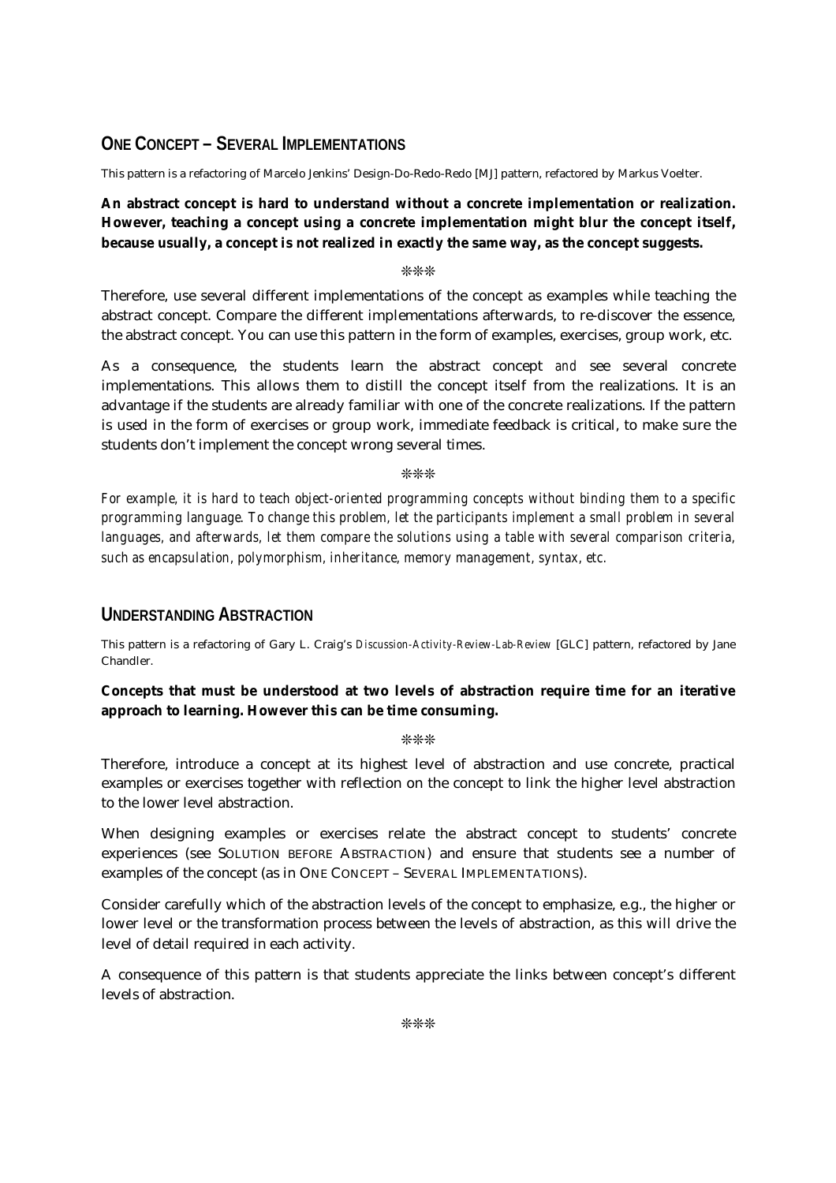## ONE CONCEPT – SEVERAL IMPLEMENTATIONS

This pattern is a refactoring of Marcelo Jenkins' Design-Do-Redo-Redo [MJ] pattern, refactored by Markus Voelter.

**An abstract concept is hard to understand without a concrete implementation or realization. However, teaching a concept using a concrete implementation might blur the concept itself, because usually, a concept is not realized in exactly the same way, as the concept suggests.**

❊❊❊

Therefore, use several different implementations of the concept as examples while teaching the abstract concept. Compare the different implementations afterwards, to re-discover the essence, the abstract concept. You can use this pattern in the form of examples, exercises, group work, etc.

As a consequence, the students learn the abstract concept *and* see several concrete implementations. This allows them to distill the concept itself from the realizations. It is an advantage if the students are already familiar with one of the concrete realizations. If the pattern is used in the form of exercises or group work, immediate feedback is critical, to make sure the students don't implement the concept wrong several times.

❊❊❊

*For example, it is hard to teach object-oriented programming concepts without binding them to a specific programming language. To change this problem, let the participants implement a small problem in several languages, and afterwards, let them compare the solutions using a table with several comparison criteria, such as encapsulation, polymorphism, inheritance, memory management, syntax, etc.*

## UNDERSTANDING ABSTRACTION

This pattern is a refactoring of Gary L. Craig's *Discussion-Activity-Review-Lab-Review* [GLC] pattern, refactored by Jane Chandler.

**Concepts that must be understood at two levels of abstraction require time for an iterative approach to learning. However this can be time consuming.**

❊❊❊

Therefore, introduce a concept at its highest level of abstraction and use concrete, practical examples or exercises together with reflection on the concept to link the higher level abstraction to the lower level abstraction.

When designing examples or exercises relate the abstract concept to students' concrete experiences (see SOLUTION BEFORE ABSTRACTION) and ensure that students see a number of examples of the concept (as in ONE CONCEPT – SEVERAL IMPLEMENTATIONS).

Consider carefully which of the abstraction levels of the concept to emphasize, e.g., the higher or lower level or the transformation process between the levels of abstraction, as this will drive the level of detail required in each activity.

A consequence of this pattern is that students appreciate the links between concept's different levels of abstraction.

❊❊❊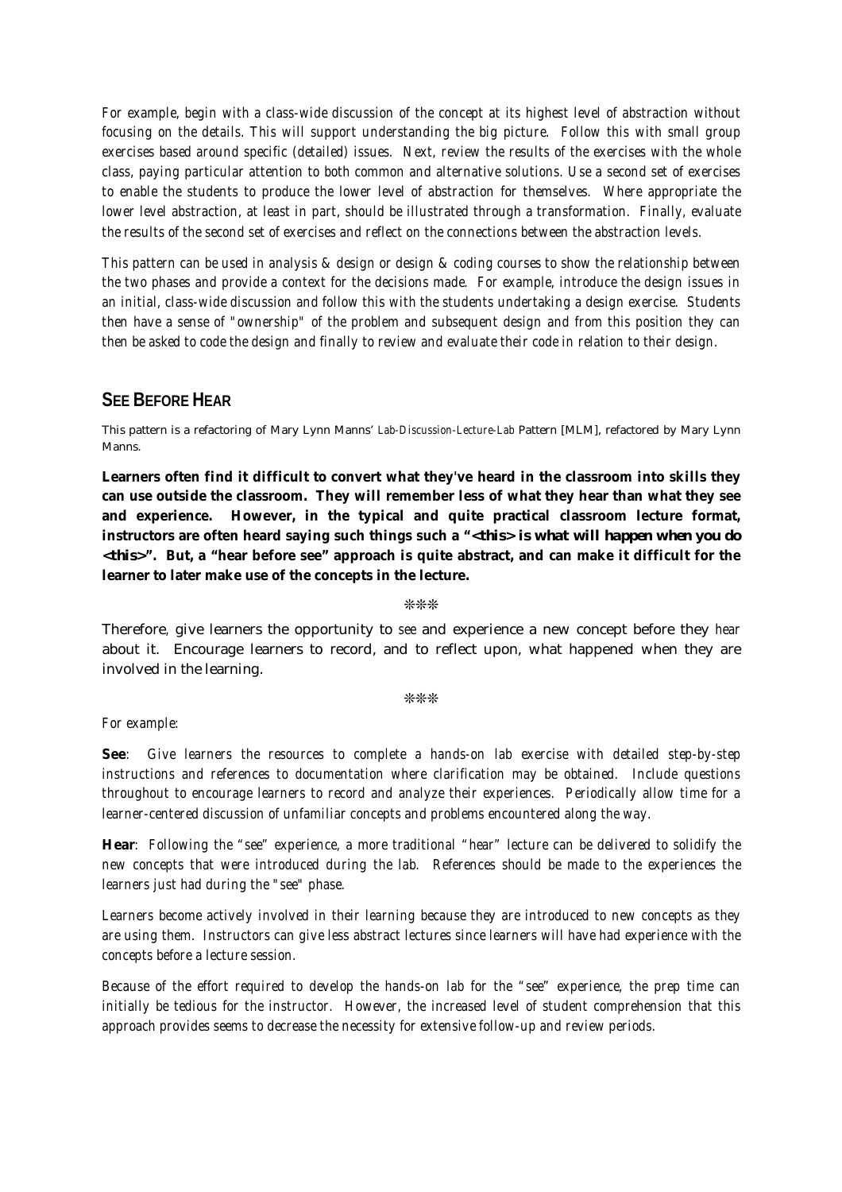*For example, begin with a class-wide discussion of the concept at its highest level of abstraction without focusing on the details. This will support understanding the big picture. Follow this with small group exercises based around specific (detailed) issues. Next, review the results of the exercises with the whole class, paying particular attention to both common and alternative solutions. Use a second set of exercises to enable the students to produce the lower level of abstraction for themselves. Where appropriate the lower level abstraction, at least in part, should be illustrated through a transformation. Finally, evaluate the results of the second set of exercises and reflect on the connections between the abstraction levels.*

*This pattern can be used in analysis & design or design & coding courses to show the relationship between the two phases and provide a context for the decisions made. For example, introduce the design issues in an initial, class-wide discussion and follow this with the students undertaking a design exercise. Students then have a sense of "ownership" of the problem and subsequent design and from this position they can then be asked to code the design and finally to review and evaluate their code in relation to their design.*

## SEE BEFORE HEAR

This pattern is a refactoring of Mary Lynn Manns' *Lab-Discussion-Lecture-Lab* Pattern [MLM], refactored by Mary Lynn Manns.

**Learners often find it difficult to convert what they've heard in the classroom into skills they can use outside the classroom. They will remember less of what they hear than what they see and experience. However, in the typical and quite practical classroom lecture format, instructors are often heard saying such things such a "*<this> is what will happen when you do <this>*". But, a "hear before see" approach is quite abstract, and can make it difficult for the learner to later make use of the concepts in the lecture.**

❊❊❊

Therefore, give learners the opportunity to *see* and experience a new concept before they *hear* about it. Encourage learners to record, and to reflect upon, what happened when they are involved in the learning.

❊❊❊

*For example:*

**See**: *Give learners the resources to complete a hands-on lab exercise with detailed step-by-step instructions and references to documentation where clarification may be obtained. Include questions throughout to encourage learners to record and analyze their experiences. Periodically allow time for a learner-centered discussion of unfamiliar concepts and problems encountered along the way.*

**Hear**: *Following the "see" experience, a more traditional "hear" lecture can be delivered to solidify the new concepts that were introduced during the lab. References should be made to the experiences the learners just had during the "see" phase.*

*Learners become actively involved in their learning because they are introduced to new concepts as they are using them. Instructors can give less abstract lectures since learners will have had experience with the concepts before a lecture session.*

*Because of the effort required to develop the hands-on lab for the "see" experience, the prep time can initially be tedious for the instructor. However, the increased level of student comprehension that this approach provides seems to decrease the necessity for extensive follow-up and review periods.*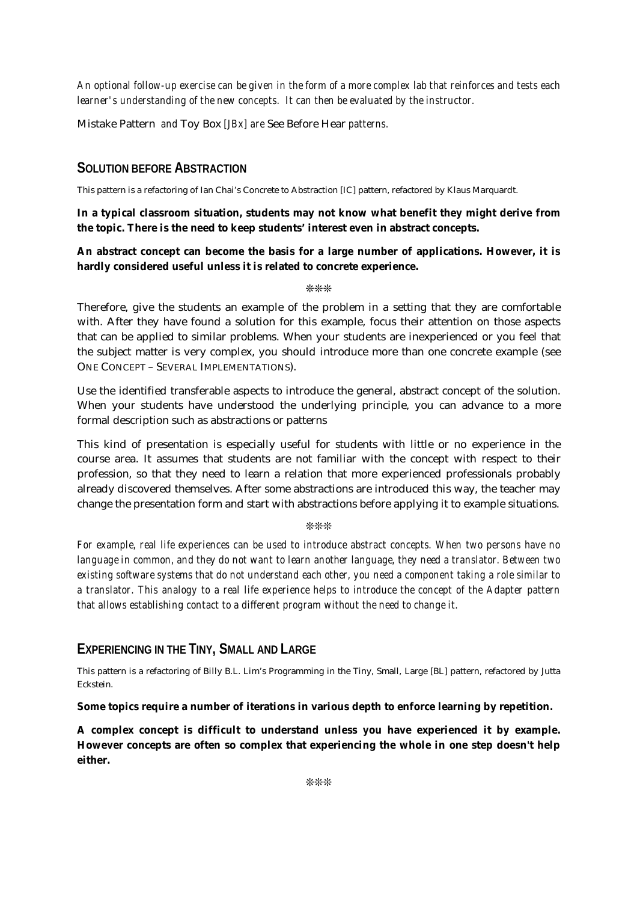*An optional follow-up exercise can be given in the form of a more complex lab that reinforces and tests each learner's understanding of the new concepts. It can then be evaluated by the instructor.*

Mistake Pattern *and* Toy Box *[JBx] are* See Before Hear *patterns.*

## SOLUTION BEFORE ABSTRACTION

This pattern is a refactoring of Ian Chai's Concrete to Abstraction [IC] pattern, refactored by Klaus Marquardt.

**In a typical classroom situation, students may not know what benefit they might derive from the topic. There is the need to keep students' interest even in abstract concepts.**

**An abstract concept can become the basis for a large number of applications. However, it is hardly considered useful unless it is related to concrete experience.**

❊❊❊

Therefore, give the students an example of the problem in a setting that they are comfortable with. After they have found a solution for this example, focus their attention on those aspects that can be applied to similar problems. When your students are inexperienced or you feel that the subject matter is very complex, you should introduce more than one concrete example (see ONE CONCEPT – SEVERAL IMPLEMENTATIONS).

Use the identified transferable aspects to introduce the general, abstract concept of the solution. When your students have understood the underlying principle, you can advance to a more formal description such as abstractions or patterns

This kind of presentation is especially useful for students with little or no experience in the course area. It assumes that students are not familiar with the concept with respect to their profession, so that they need to learn a relation that more experienced professionals probably already discovered themselves. After some abstractions are introduced this way, the teacher may change the presentation form and start with abstractions before applying it to example situations.

❊❊❊

*For example, real life experiences can be used to introduce abstract concepts. When two persons have no language in common, and they do not want to learn another language, they need a translator. Between two existing software systems that do not understand each other, you need a component taking a role similar to a translator. This analogy to a real life experience helps to introduce the concept of the Adapter pattern that allows establishing contact to a different program without the need to change it.*

## EXPERIENCING IN THE TINY, SMALL AND LARGE

This pattern is a refactoring of Billy B.L. Lim's Programming in the Tiny, Small, Large [BL] pattern, refactored by Jutta Eckstein.

**Some topics require a number of iterations in various depth to enforce learning by repetition.**

**A complex concept is difficult to understand unless you have experienced it by example. However concepts are often so complex that experiencing the whole in one step doesn't help either.**

❊❊❊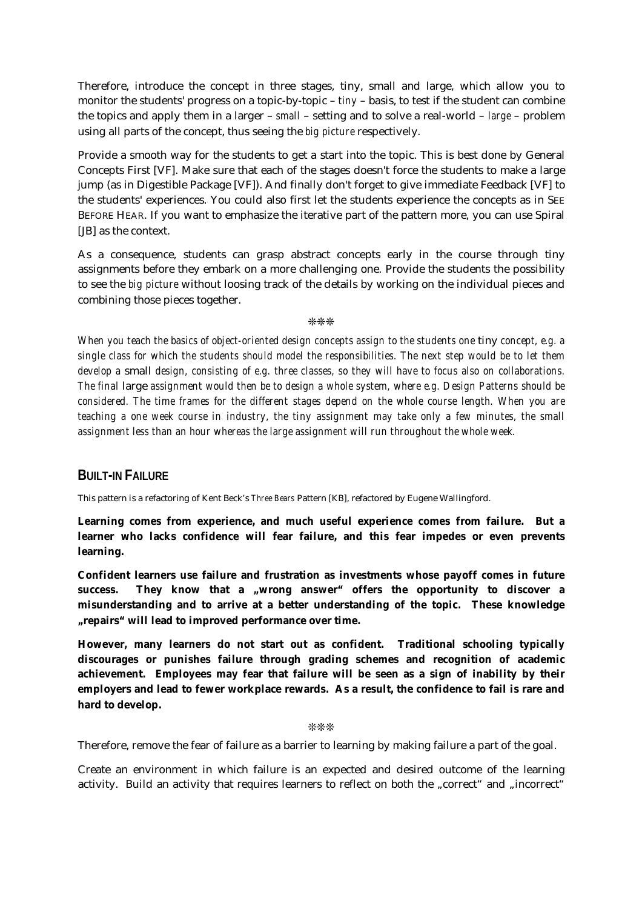Therefore, introduce the concept in three stages, tiny, small and large, which allow you to monitor the students' progress on a topic-by-topic – *tiny* – basis, to test if the student can combine the topics and apply them in a larger – *small* – setting and to solve a real-world – *large* – problem using all parts of the concept, thus seeing the *big picture* respectively.

Provide a smooth way for the students to get a start into the topic. This is best done by General Concepts First [VF]. Make sure that each of the stages doesn't force the students to make a large jump (as in Digestible Package [VF]). And finally don't forget to give immediate Feedback [VF] to the students' experiences. You could also first let the students experience the concepts as in SEE BEFORE HEAR. If you want to emphasize the iterative part of the pattern more, you can use Spiral [JB] as the context.

As a consequence, students can grasp abstract concepts early in the course through tiny assignments before they embark on a more challenging one. Provide the students the possibility to see the *big picture* without loosing track of the details by working on the individual pieces and combining those pieces together.

❊❊❊

*When you teach the basics of object-oriented design concepts assign to the students one* tiny *concept, e.g. a single class for which the students should model the responsibilities. The next step would be to let them develop a* small *design, consisting of e.g. three classes, so they will have to focus also on collaborations. The final* large *assignment would then be to design a whole system, where e.g. Design Patterns should be considered. The time frames for the different stages depend on the whole course length. When you are teaching a one week course in industry, the tiny assignment may take only a few minutes, the small assignment less than an hour whereas the large assignment will run throughout the whole week.*

## BUILT-IN FAILURE

This pattern is a refactoring of Kent Beck's *Three Bears* Pattern [KB], refactored by Eugene Wallingford.

**Learning comes from experience, and much useful experience comes from failure. But a learner who lacks confidence will fear failure, and this fear impedes or even prevents learning.**

**Confident learners use failure and frustration as investments whose payoff comes in future success. They know that a „wrong answer" offers the opportunity to discover a misunderstanding and to arrive at a better understanding of the topic. These knowledge „repairs" will lead to improved performance over time.**

**However, many learners do not start out as confident. Traditional schooling typically discourages or punishes failure through grading schemes and recognition of academic achievement. Employees may fear that failure will be seen as a sign of inability by their employers and lead to fewer workplace rewards. As a result, the confidence to fail is rare and hard to develop.**

❊❊❊

Therefore, remove the fear of failure as a barrier to learning by making failure a part of the goal.

Create an environment in which failure is an expected and desired outcome of the learning activity. Build an activity that requires learners to reflect on both the „correct" and „incorrect"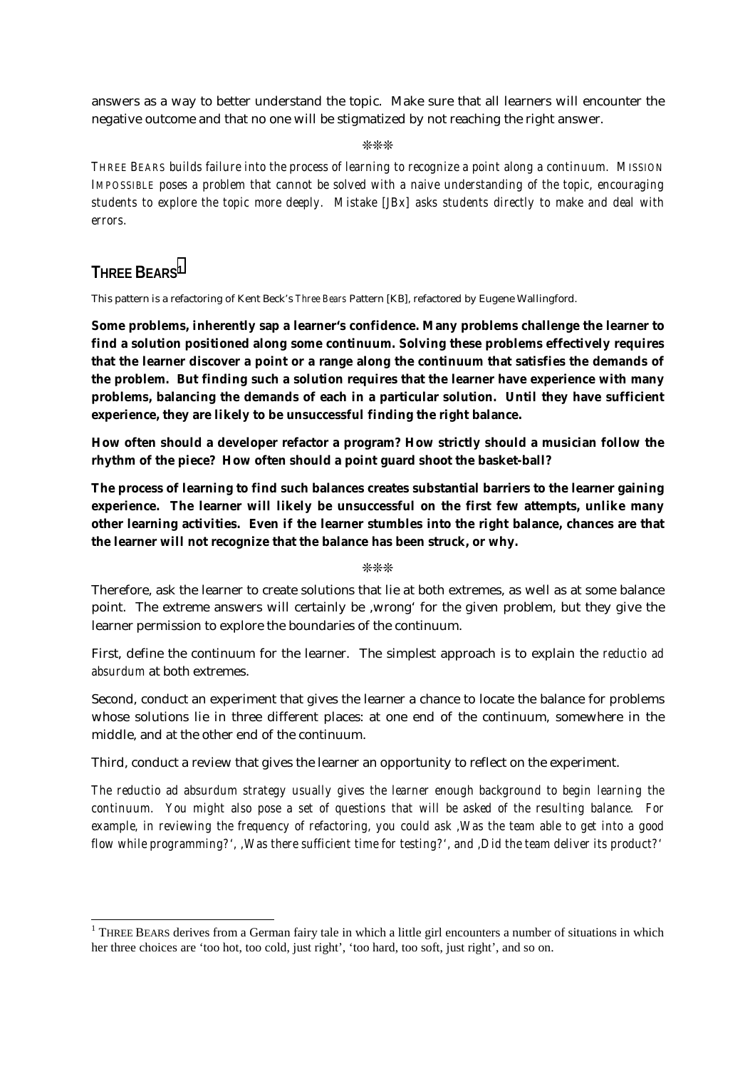answers as a way to better understand the topic. Make sure that all learners will encounter the negative outcome and that no one will be stigmatized by not reaching the right answer.

❊❊❊

*THREE BEARS builds failure into the process of learning to recognize a point along a continuum. MISSION IMPOSSIBLE poses a problem that cannot be solved with a naive understanding of the topic, encouraging students to explore the topic more deeply. Mistake [JBx] asks students directly to make and deal with errors.*

## THREE BEARS[1]

This pattern is a refactoring of Kent Beck's *Three Bears* Pattern [KB], refactored by Eugene Wallingford.

**Some problems, inherently sap a learner's confidence. Many problems challenge the learner to find a solution positioned along some continuum. Solving these problems effectively requires that the learner discover a point or a range along the continuum that satisfies the demands of the problem. But finding such a solution requires that the learner have experience with many problems, balancing the demands of each in a particular solution. Until they have sufficient experience, they are likely to be unsuccessful finding the right balance.**

**How often should a developer refactor a program? How strictly should a musician follow the rhythm of the piece? How often should a point guard shoot the basket-ball?**

**The process of learning to find such balances creates substantial barriers to the learner gaining experience. The learner will likely be unsuccessful on the first few attempts, unlike many other learning activities. Even if the learner stumbles into the right balance, chances are that the learner will not recognize that the balance has been struck, or why.**

❊❊❊

Therefore, ask the learner to create solutions that lie at both extremes, as well as at some balance point. The extreme answers will certainly be ‚wrong' for the given problem, but they give the learner permission to explore the boundaries of the continuum.

First, define the continuum for the learner. The simplest approach is to explain the *reductio ad absurdum* at both extremes.

Second, conduct an experiment that gives the learner a chance to locate the balance for problems whose solutions lie in three different places: at one end of the continuum, somewhere in the middle, and at the other end of the continuum.

Third, conduct a review that gives the learner an opportunity to reflect on the experiment.

*The reductio ad absurdum strategy usually gives the learner enough background to begin learning the continuum. You might also pose a set of questions that will be asked of the resulting balance. For example, in reviewing the frequency of refactoring, you could ask ‚Was the team able to get into a good flow while programming?', ‚Was there sufficient time for testing?', and ‚Did the team deliver its product?'*

[1] THREE BEARS derives from a German fairy tale in which a little girl encounters a number of situations in which her three choices are 'too hot, too cold, just right', 'too hard, too soft, just right', and so on.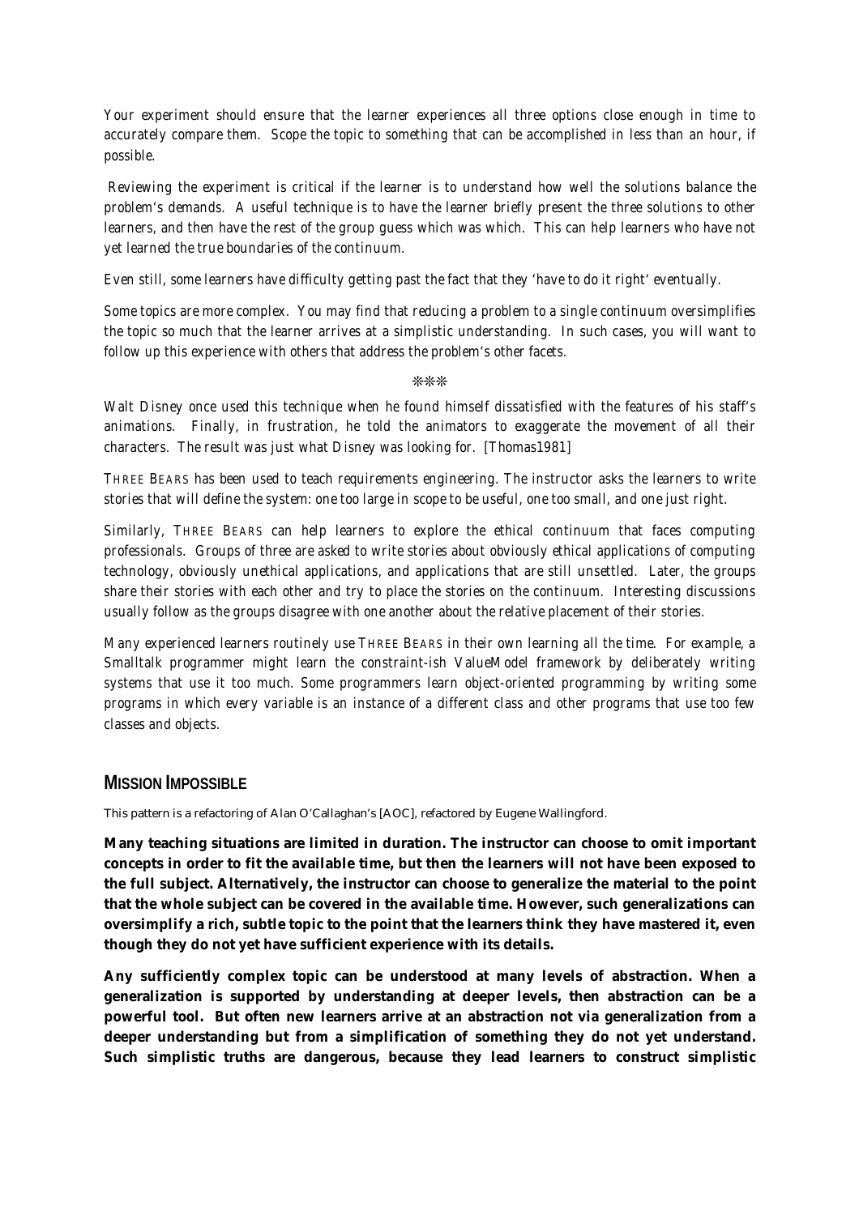*Your experiment should ensure that the learner experiences all three options close enough in time to accurately compare them. Scope the topic to something that can be accomplished in less than an hour, if possible.*

*Reviewing the experiment is critical if the learner is to understand how well the solutions balance the problem's demands. A useful technique is to have the learner briefly present the three solutions to other learners, and then have the rest of the group guess which was which. This can help learners who have not yet learned the true boundaries of the continuum.*

*Even still, some learners have difficulty getting past the fact that they 'have to do it right' eventually.*

*Some topics are more complex. You may find that reducing a problem to a single continuum oversimplifies the topic so much that the learner arrives at a simplistic understanding. In such cases, you will want to follow up this experience with others that address the problem's other facets.*

❊❊❊

*Walt Disney once used this technique when he found himself dissatisfied with the features of his staff's animations. Finally, in frustration, he told the animators to exaggerate the movement of all their characters. The result was just what Disney was looking for. [Thomas1981]*

*THREE BEARS has been used to teach requirements engineering. The instructor asks the learners to write stories that will define the system: one too large in scope to be useful, one too small, and one just right.*

*Similarly, THREE BEARS can help learners to explore the ethical continuum that faces computing professionals. Groups of three are asked to write stories about obviously ethical applications of computing technology, obviously unethical applications, and applications that are still unsettled. Later, the groups share their stories with each other and try to place the stories on the continuum. Interesting discussions usually follow as the groups disagree with one another about the relative placement of their stories.*

*Many experienced learners routinely use THREE BEARS in their own learning all the time. For example, a Smalltalk programmer might learn the constraint-ish ValueModel framework by deliberately writing systems that use it too much. Some programmers learn object-oriented programming by writing some programs in which every variable is an instance of a different class and other programs that use too few classes and objects.*

## MISSION IMPOSSIBLE

This pattern is a refactoring of Alan O'Callaghan's [AOC], refactored by Eugene Wallingford.

**Many teaching situations are limited in duration. The instructor can choose to omit important concepts in order to fit the available time, but then the learners will not have been exposed to the full subject. Alternatively, the instructor can choose to generalize the material to the point that the whole subject can be covered in the available time. However, such generalizations can oversimplify a rich, subtle topic to the point that the learners think they have mastered it, even though they do not yet have sufficient experience with its details.**

**Any sufficiently complex topic can be understood at many levels of abstraction. When a generalization is supported by understanding at deeper levels, then abstraction can be a powerful tool. But often new learners arrive at an abstraction not via generalization from a deeper understanding but from a simplification of something they do not yet understand. Such simplistic truths are dangerous, because they lead learners to construct simplistic**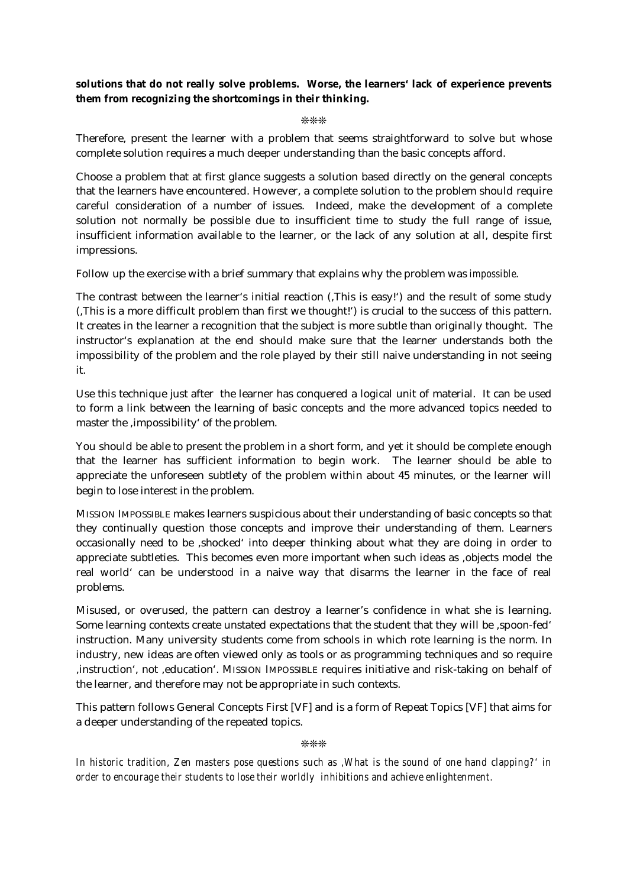**solutions that do not really solve problems. Worse, the learners' lack of experience prevents them from recognizing the shortcomings in their thinking.**

❊❊❊

Therefore, present the learner with a problem that seems straightforward to solve but whose complete solution requires a much deeper understanding than the basic concepts afford.

Choose a problem that at first glance suggests a solution based directly on the general concepts that the learners have encountered. However, a complete solution to the problem should require careful consideration of a number of issues. Indeed, make the development of a complete solution not normally be possible due to insufficient time to study the full range of issue, insufficient information available to the learner, or the lack of any solution at all, despite first impressions.

Follow up the exercise with a brief summary that explains why the problem was *impossible*.

The contrast between the learner's initial reaction (‚This is easy!') and the result of some study (‚This is a more difficult problem than first we thought!') is crucial to the success of this pattern. It creates in the learner a recognition that the subject is more subtle than originally thought. The instructor's explanation at the end should make sure that the learner understands both the impossibility of the problem and the role played by their still naive understanding in not seeing it.

Use this technique just after the learner has conquered a logical unit of material. It can be used to form a link between the learning of basic concepts and the more advanced topics needed to master the ‚impossibility' of the problem.

You should be able to present the problem in a short form, and yet it should be complete enough that the learner has sufficient information to begin work. The learner should be able to appreciate the unforeseen subtlety of the problem within about 45 minutes, or the learner will begin to lose interest in the problem.

MISSION IMPOSSIBLE makes learners suspicious about their understanding of basic concepts so that they continually question those concepts and improve their understanding of them. Learners occasionally need to be ‚shocked' into deeper thinking about what they are doing in order to appreciate subtleties. This becomes even more important when such ideas as ‚objects model the real world' can be understood in a naive way that disarms the learner in the face of real problems.

Misused, or overused, the pattern can destroy a learner's confidence in what she is learning. Some learning contexts create unstated expectations that the student that they will be ‚spoon-fed' instruction. Many university students come from schools in which rote learning is the norm. In industry, new ideas are often viewed only as tools or as programming techniques and so require ‚instruction', not ‚education'. MISSION IMPOSSIBLE requires initiative and risk-taking on behalf of the learner, and therefore may not be appropriate in such contexts.

This pattern follows General Concepts First [VF] and is a form of Repeat Topics [VF] that aims for a deeper understanding of the repeated topics.

❊❊❊

*In historic tradition, Zen masters pose questions such as ‚What is the sound of one hand clapping?' in order to encourage their students to lose their worldly inhibitions and achieve enlightenment.*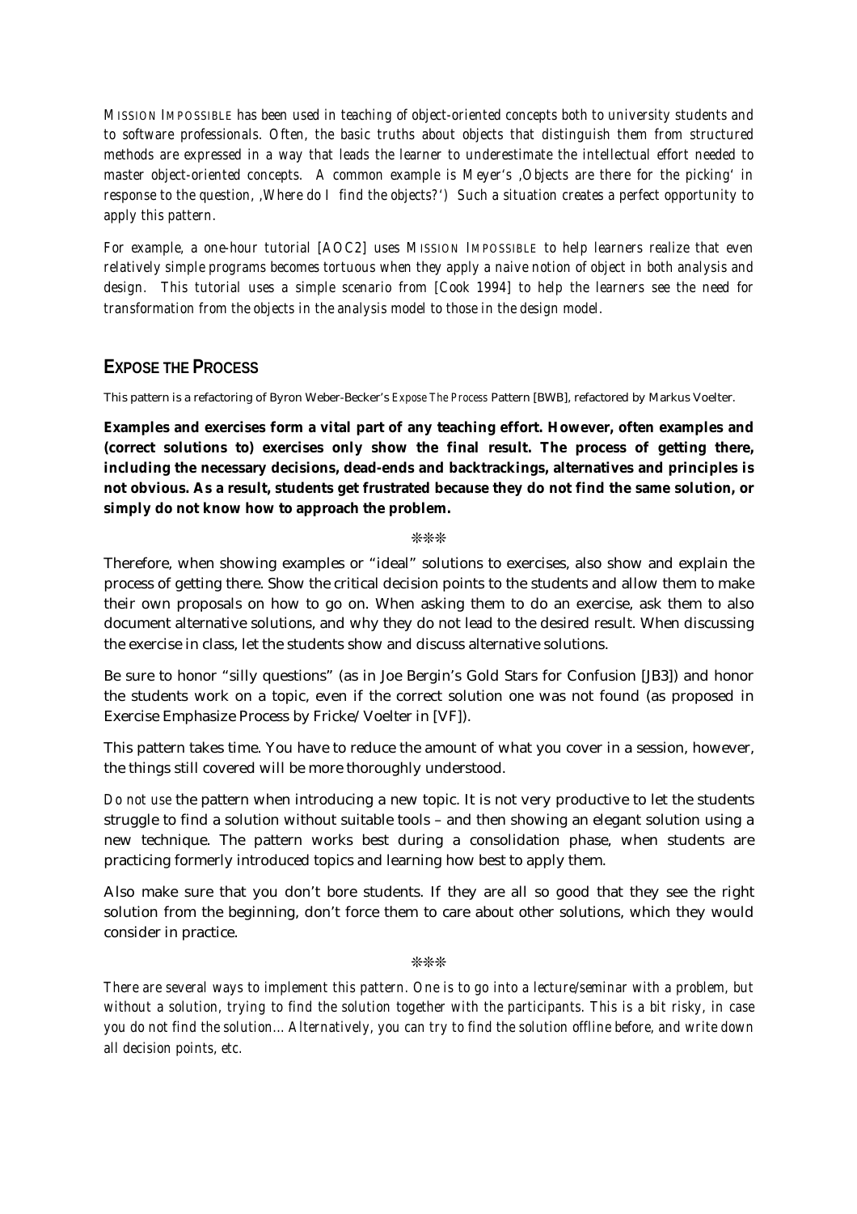*MISSION IMPOSSIBLE has been used in teaching of object-oriented concepts both to university students and to software professionals. Often, the basic truths about objects that distinguish them from structured methods are expressed in a way that leads the learner to underestimate the intellectual effort needed to master object-oriented concepts. A common example is Meyer's ,Objects are there for the picking' in response to the question, ,Where do I find the objects?') Such a situation creates a perfect opportunity to apply this pattern.*

*For example, a one-hour tutorial [AOC2] uses MISSION IMPOSSIBLE to help learners realize that even relatively simple programs becomes tortuous when they apply a naive notion of object in both analysis and design. This tutorial uses a simple scenario from [Cook 1994] to help the learners see the need for transformation from the objects in the analysis model to those in the design model.*

## EXPOSE THE PROCESS

This pattern is a refactoring of Byron Weber-Becker's *Expose The Process* Pattern [BWB], refactored by Markus Voelter.

**Examples and exercises form a vital part of any teaching effort. However, often examples and (correct solutions to) exercises only show the final result. The process of getting there, including the necessary decisions, dead-ends and backtrackings, alternatives and principles is not obvious. As a result, students get frustrated because they do not find the same solution, or simply do not know how to approach the problem.**

❊❊❊

Therefore, when showing examples or "ideal" solutions to exercises, also show and explain the process of getting there. Show the critical decision points to the students and allow them to make their own proposals on how to go on. When asking them to do an exercise, ask them to also document alternative solutions, and why they do not lead to the desired result. When discussing the exercise in class, let the students show and discuss alternative solutions.

Be sure to honor "silly questions" (as in Joe Bergin's Gold Stars for Confusion [JB3]) and honor the students work on a topic, even if the correct solution one was not found (as proposed in Exercise Emphasize Process by Fricke/Voelter in [VF]).

This pattern takes time. You have to reduce the amount of what you cover in a session, however, the things still covered will be more thoroughly understood.

*Do not use* the pattern when introducing a new topic. It is not very productive to let the students struggle to find a solution without suitable tools – and then showing an elegant solution using a new technique. The pattern works best during a consolidation phase, when students are practicing formerly introduced topics and learning how best to apply them.

Also make sure that you don't bore students. If they are all so good that they see the right solution from the beginning, don't force them to care about other solutions, which they would consider in practice.

❊❊❊

*There are several ways to implement this pattern. One is to go into a lecture/seminar with a problem, but without a solution, trying to find the solution together with the participants. This is a bit risky, in case you do not find the solution… Alternatively, you can try to find the solution offline before, and write down all decision points, etc.*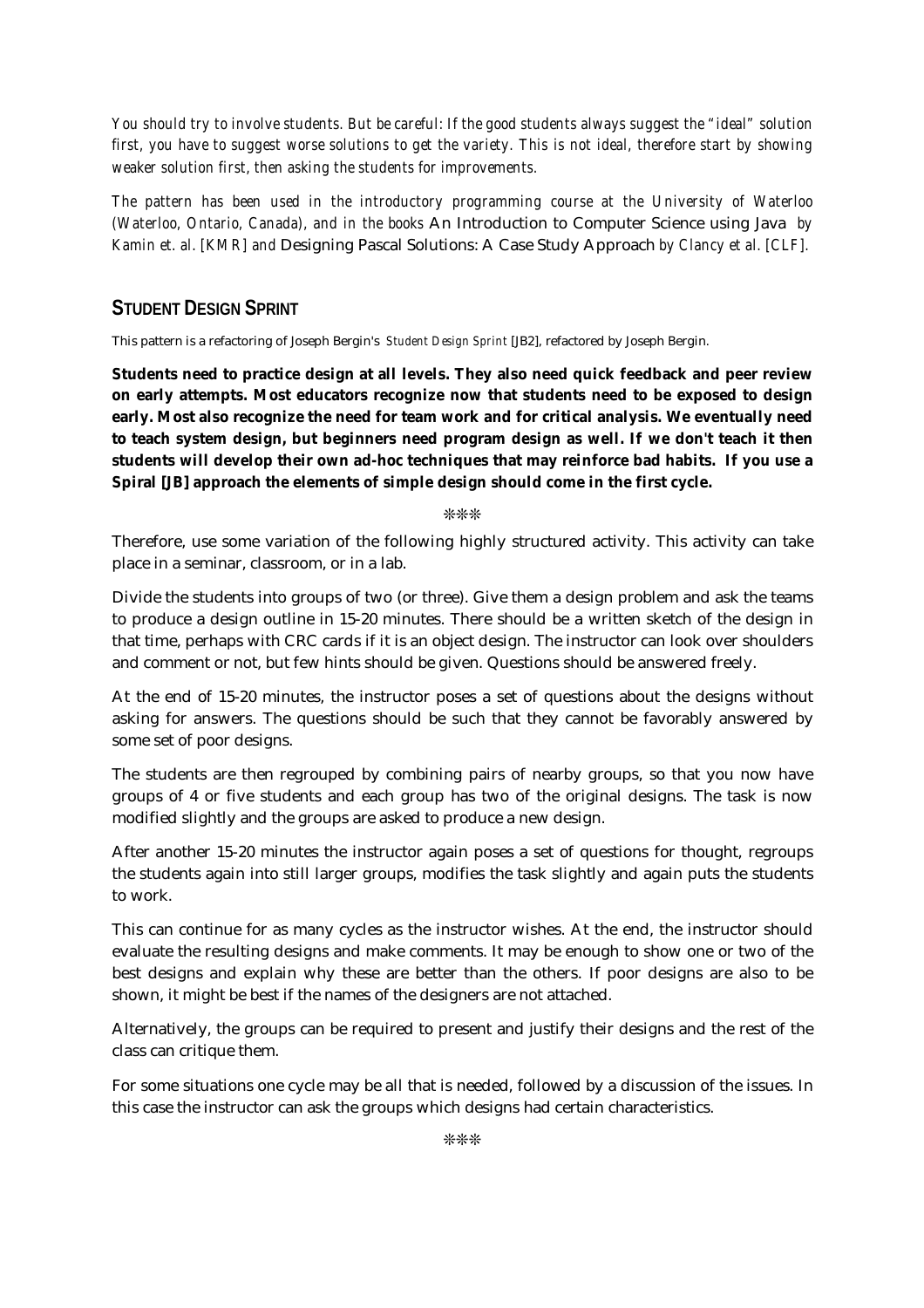*You should try to involve students. But be careful: If the good students always suggest the "ideal" solution first, you have to suggest worse solutions to get the variety. This is not ideal, therefore start by showing weaker solution first, then asking the students for improvements.*

*The pattern has been used in the introductory programming course at the University of Waterloo (Waterloo, Ontario, Canada), and in the books* An Introduction to Computer Science using Java *by Kamin et. al. [KMR] and* Designing Pascal Solutions: A Case Study Approach *by Clancy et al. [CLF].*

## STUDENT DESIGN SPRINT

This pattern is a refactoring of Joseph Bergin's *Student Design Sprint* [JB2], refactored by Joseph Bergin.

**Students need to practice design at all levels. They also need quick feedback and peer review on early attempts. Most educators recognize now that students need to be exposed to design early. Most also recognize the need for team work and for critical analysis. We eventually need to teach system design, but beginners need program design as well. If we don't teach it then students will develop their own ad-hoc techniques that may reinforce bad habits. If you use a Spiral [JB] approach the elements of simple design should come in the first cycle.**

❊❊❊

Therefore, use some variation of the following highly structured activity. This activity can take place in a seminar, classroom, or in a lab.

Divide the students into groups of two (or three). Give them a design problem and ask the teams to produce a design outline in 15-20 minutes. There should be a written sketch of the design in that time, perhaps with CRC cards if it is an object design. The instructor can look over shoulders and comment or not, but few hints should be given. Questions should be answered freely.

At the end of 15-20 minutes, the instructor poses a set of questions about the designs without asking for answers. The questions should be such that they cannot be favorably answered by some set of poor designs.

The students are then regrouped by combining pairs of nearby groups, so that you now have groups of 4 or five students and each group has two of the original designs. The task is now modified slightly and the groups are asked to produce a new design.

After another 15-20 minutes the instructor again poses a set of questions for thought, regroups the students again into still larger groups, modifies the task slightly and again puts the students to work.

This can continue for as many cycles as the instructor wishes. At the end, the instructor should evaluate the resulting designs and make comments. It may be enough to show one or two of the best designs and explain why these are better than the others. If poor designs are also to be shown, it might be best if the names of the designers are not attached.

Alternatively, the groups can be required to present and justify their designs and the rest of the class can critique them.

For some situations one cycle may be all that is needed, followed by a discussion of the issues. In this case the instructor can ask the groups which designs had certain characteristics.

❊❊❊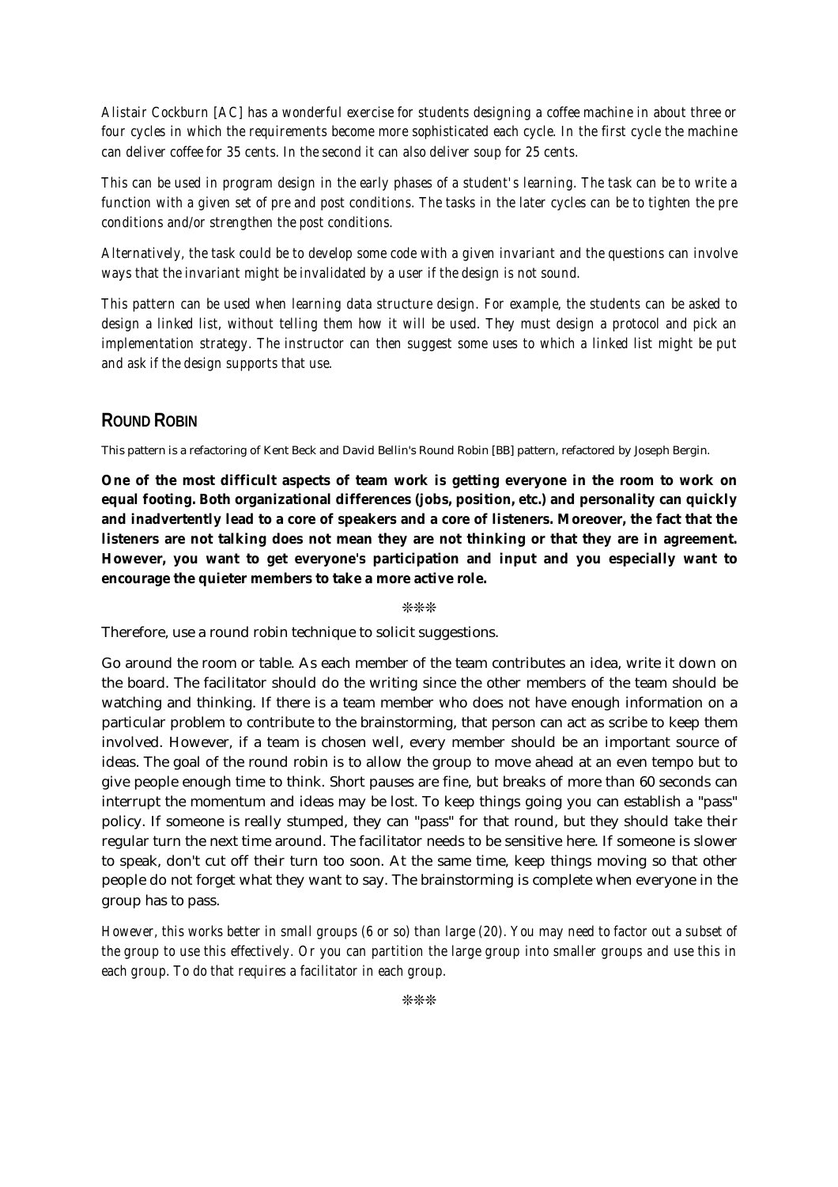*Alistair Cockburn [AC] has a wonderful exercise for students designing a coffee machine in about three or four cycles in which the requirements become more sophisticated each cycle. In the first cycle the machine can deliver coffee for 35 cents. In the second it can also deliver soup for 25 cents.*

*This can be used in program design in the early phases of a student's learning. The task can be to write a function with a given set of pre and post conditions. The tasks in the later cycles can be to tighten the pre conditions and/or strengthen the post conditions.*

*Alternatively, the task could be to develop some code with a given invariant and the questions can involve ways that the invariant might be invalidated by a user if the design is not sound.*

*This pattern can be used when learning data structure design. For example, the students can be asked to design a linked list, without telling them how it will be used. They must design a protocol and pick an implementation strategy. The instructor can then suggest some uses to which a linked list might be put and ask if the design supports that use.*

## ROUND ROBIN

This pattern is a refactoring of Kent Beck and David Bellin's Round Robin [BB] pattern, refactored by Joseph Bergin.

**One of the most difficult aspects of team work is getting everyone in the room to work on equal footing. Both organizational differences (jobs, position, etc.) and personality can quickly and inadvertently lead to a core of speakers and a core of listeners. Moreover, the fact that the listeners are not talking does not mean they are not thinking or that they are in agreement. However, you want to get everyone's participation and input and you especially want to encourage the quieter members to take a more active role.**

❊❊❊

Therefore, use a round robin technique to solicit suggestions.

Go around the room or table. As each member of the team contributes an idea, write it down on the board. The facilitator should do the writing since the other members of the team should be watching and thinking. If there is a team member who does not have enough information on a particular problem to contribute to the brainstorming, that person can act as scribe to keep them involved. However, if a team is chosen well, every member should be an important source of ideas. The goal of the round robin is to allow the group to move ahead at an even tempo but to give people enough time to think. Short pauses are fine, but breaks of more than 60 seconds can interrupt the momentum and ideas may be lost. To keep things going you can establish a "pass" policy. If someone is really stumped, they can "pass" for that round, but they should take their regular turn the next time around. The facilitator needs to be sensitive here. If someone is slower to speak, don't cut off their turn too soon. At the same time, keep things moving so that other people do not forget what they want to say. The brainstorming is complete when everyone in the group has to pass.

*However, this works better in small groups (6 or so) than large (20). You may need to factor out a subset of the group to use this effectively. Or you can partition the large group into smaller groups and use this in each group. To do that requires a facilitator in each group.*

❊❊❊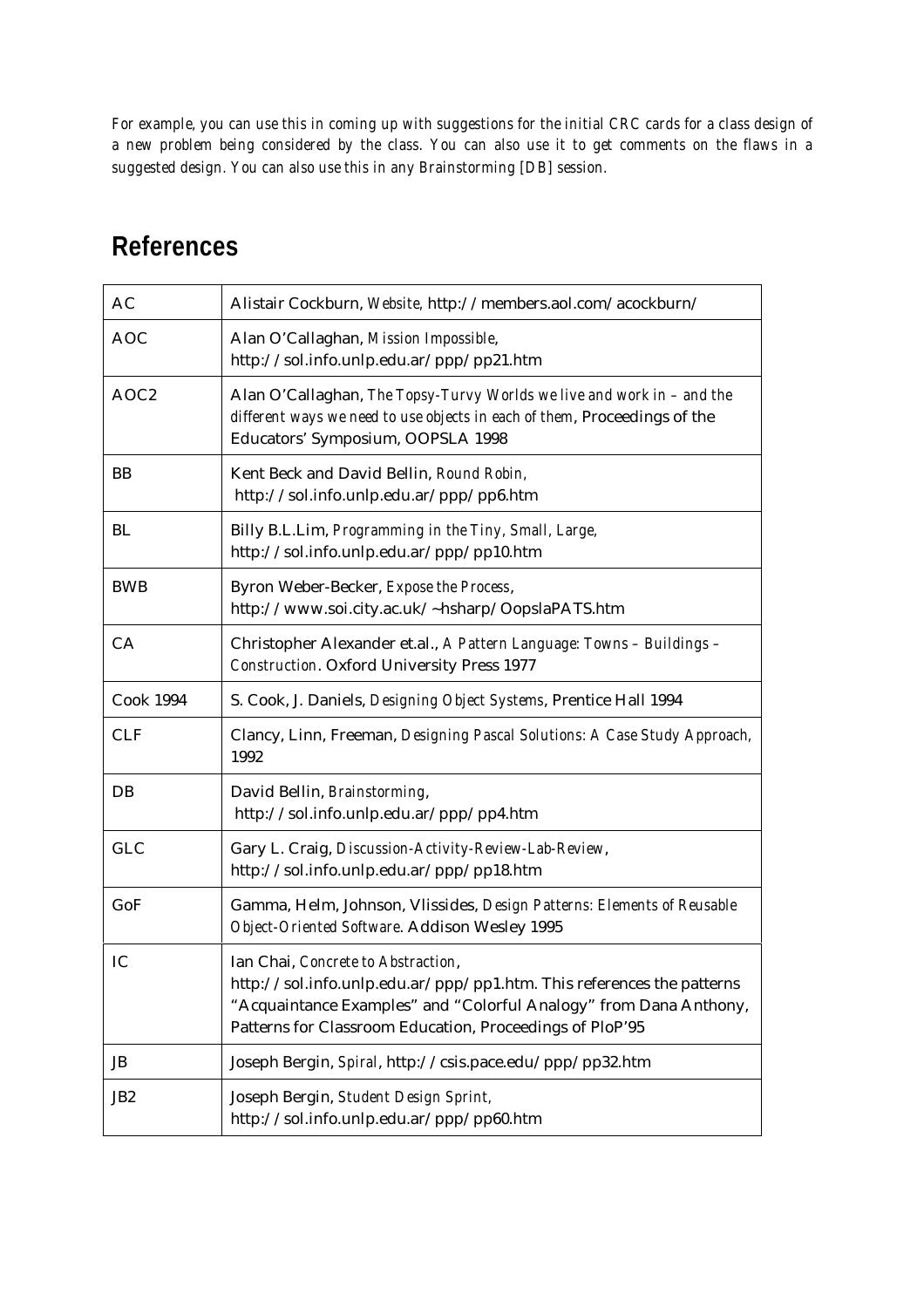*For example, you can use this in coming up with suggestions for the initial CRC cards for a class design of a new problem being considered by the class. You can also use it to get comments on the flaws in a suggested design. You can also use this in any Brainstorming [DB] session.*

## References

| | |
|---|---|
| AC | Alistair Cockburn, *Website*, http://members.aol.com/acockburn/ |
| AOC | Alan O'Callaghan, *Mission Impossible*, http://sol.info.unlp.edu.ar/ppp/pp21.htm |
| AOC2 | Alan O'Callaghan, *The Topsy-Turvy Worlds we live and work in – and the different ways we need to use objects in each of them*, Proceedings of the Educators' Symposium, OOPSLA 1998 |
| BB | Kent Beck and David Bellin, *Round Robin*, http://sol.info.unlp.edu.ar/ppp/pp6.htm |
| BL | Billy B.L.Lim, *Programming in the Tiny, Small, Large*, http://sol.info.unlp.edu.ar/ppp/pp10.htm |
| BWB | Byron Weber-Becker, *Expose the Process*, http://www.soi.city.ac.uk/~hsharp/OopslaPATS.htm |
| CA | Christopher Alexander et.al., *A Pattern Language: Towns – Buildings – Construction*. Oxford University Press 1977 |
| Cook 1994 | S. Cook, J. Daniels, *Designing Object Systems*, Prentice Hall 1994 |
| CLF | Clancy, Linn, Freeman, *Designing Pascal Solutions: A Case Study Approach*, 1992 |
| DB | David Bellin, *Brainstorming*, http://sol.info.unlp.edu.ar/ppp/pp4.htm |
| GLC | Gary L. Craig, *Discussion-Activity-Review-Lab-Review*, http://sol.info.unlp.edu.ar/ppp/pp18.htm |
| GoF | Gamma, Helm, Johnson, Vlissides, *Design Patterns: Elements of Reusable Object-Oriented Software*. Addison Wesley 1995 |
| IC | Ian Chai, *Concrete to Abstraction*, http://sol.info.unlp.edu.ar/ppp/pp1.htm. This references the patterns "Acquaintance Examples" and "Colorful Analogy" from Dana Anthony, Patterns for Classroom Education, Proceedings of PloP'95 |
| JB | Joseph Bergin, *Spiral*, http://csis.pace.edu/ppp/pp32.htm |
| JB2 | Joseph Bergin, *Student Design Sprint*, http://sol.info.unlp.edu.ar/ppp/pp60.htm |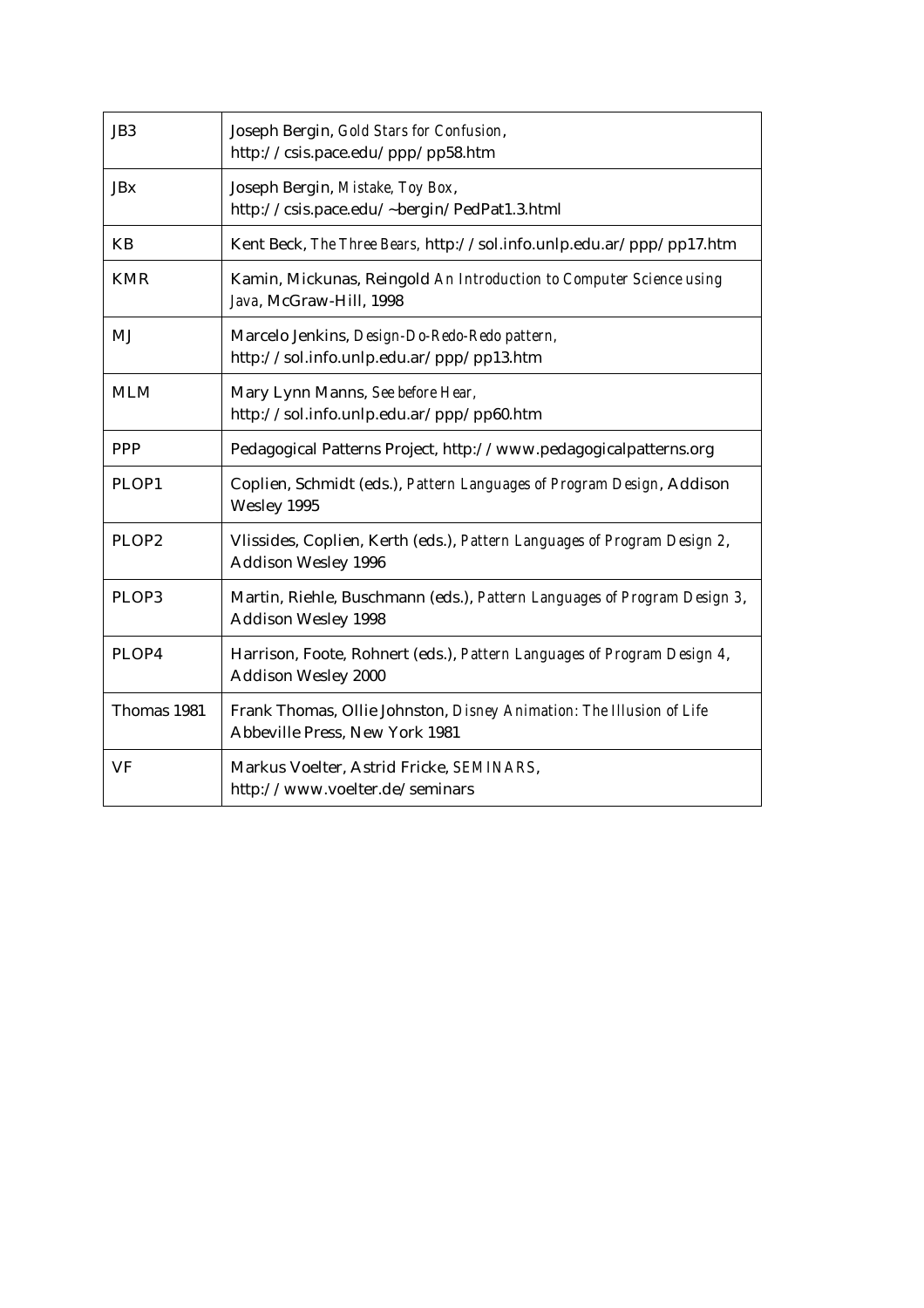| | |
|---|---|
| JB3 | Joseph Bergin, *Gold Stars for Confusion*, http://csis.pace.edu/ppp/pp58.htm |
| JBx | Joseph Bergin, *Mistake, Toy Box*, http://csis.pace.edu/~bergin/PedPat1.3.html |
| KB | Kent Beck, *The Three Bears*, http://sol.info.unlp.edu.ar/ppp/pp17.htm |
| KMR | Kamin, Mickunas, Reingold *An Introduction to Computer Science using Java*, McGraw-Hill, 1998 |
| MJ | Marcelo Jenkins, *Design-Do-Redo-Redo pattern*, http://sol.info.unlp.edu.ar/ppp/pp13.htm |
| MLM | Mary Lynn Manns, *See before Hear*, http://sol.info.unlp.edu.ar/ppp/pp60.htm |
| PPP | Pedagogical Patterns Project, http://www.pedagogicalpatterns.org |
| PLOP1 | Coplien, Schmidt (eds.), *Pattern Languages of Program Design*, Addison Wesley 1995 |
| PLOP2 | Vlissides, Coplien, Kerth (eds.), *Pattern Languages of Program Design 2*, Addison Wesley 1996 |
| PLOP3 | Martin, Riehle, Buschmann (eds.), *Pattern Languages of Program Design 3*, Addison Wesley 1998 |
| PLOP4 | Harrison, Foote, Rohnert (eds.), *Pattern Languages of Program Design 4*, Addison Wesley 2000 |
| Thomas 1981 | Frank Thomas, Ollie Johnston, *Disney Animation: The Illusion of Life* Abbeville Press, New York 1981 |
| VF | Markus Voelter, Astrid Fricke, *SEMINARS*, http://www.voelter.de/seminars |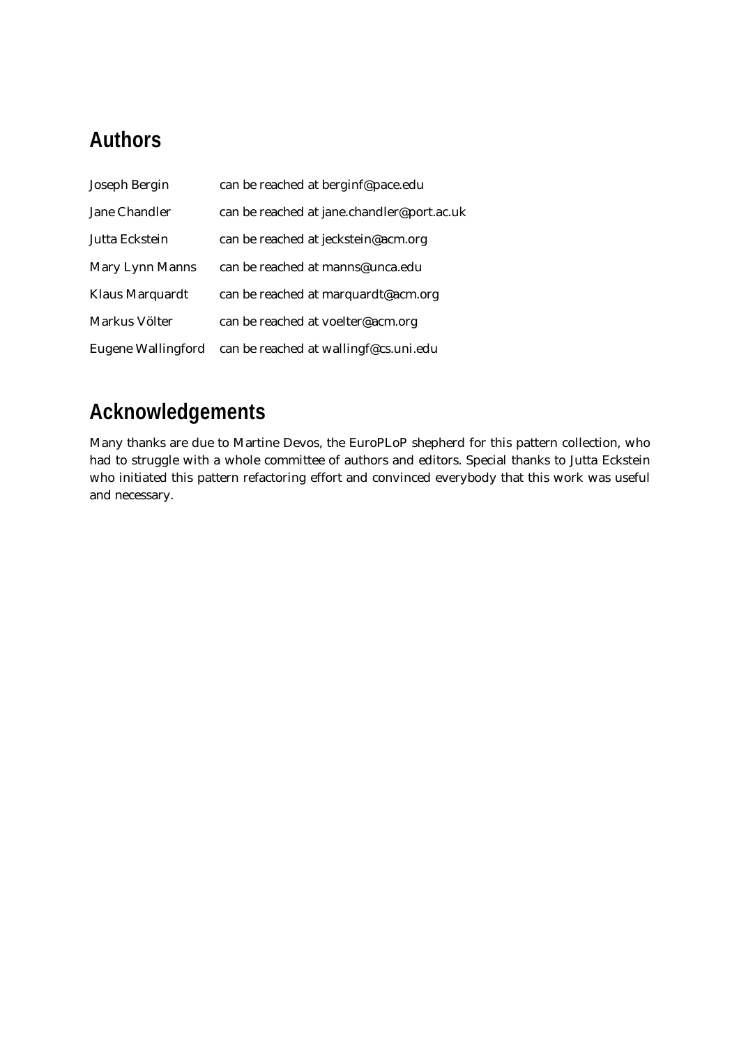## Authors

| | |
|---|---|
| Joseph Bergin | can be reached at berginf@pace.edu |
| Jane Chandler | can be reached at jane.chandler@port.ac.uk |
| Jutta Eckstein | can be reached at jeckstein@acm.org |
| Mary Lynn Manns | can be reached at manns@unca.edu |
| Klaus Marquardt | can be reached at marquardt@acm.org |
| Markus Völter | can be reached at voelter@acm.org |
| Eugene Wallingford | can be reached at wallingf@cs.uni.edu |

## Acknowledgements

Many thanks are due to Martine Devos, the EuroPLoP shepherd for this pattern collection, who had to struggle with a whole committee of authors and editors. Special thanks to Jutta Eckstein who initiated this pattern refactoring effort and convinced everybody that this work was useful and necessary.